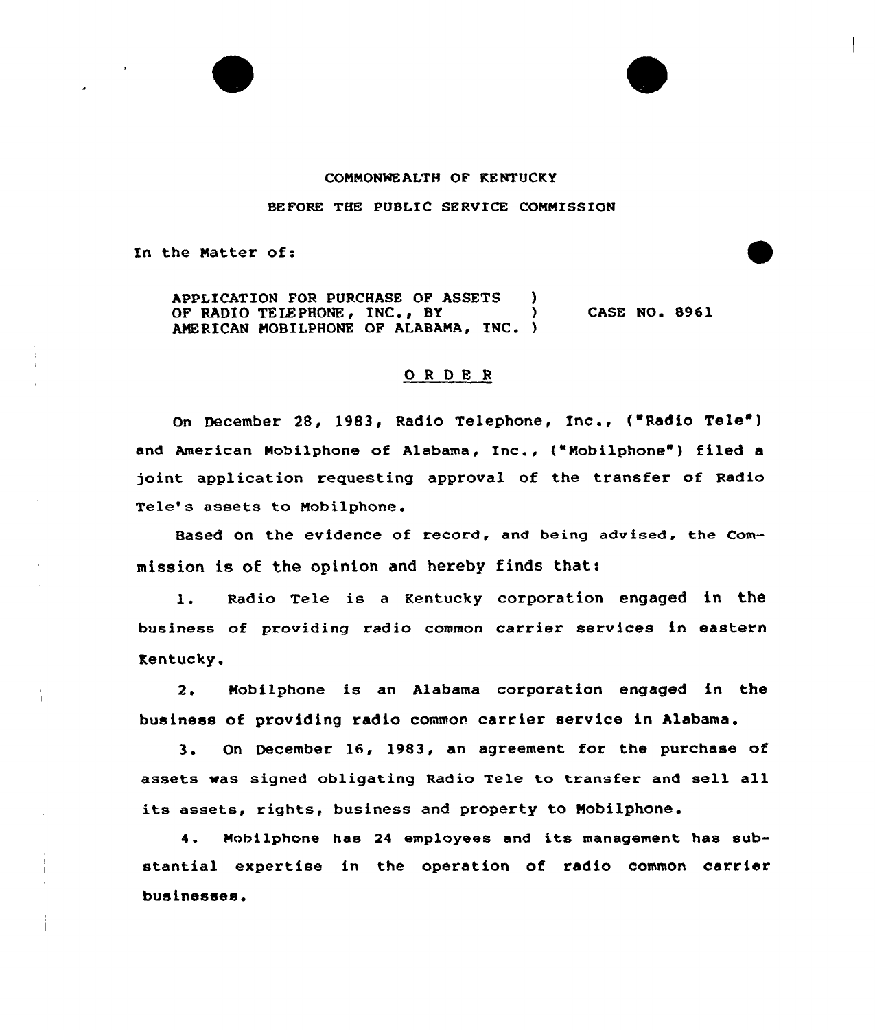COMMONWEALTH OF KENTUCKY

BEFORE THE PUBLIC SERVICE COMMISSION

In the Matter of:

APPLICATION FOR PURCHASE OF ASSETS OF RADIO TELEPHONE, INC., BY AMERICAN MOBILPHONE OF ALABAMA, INC. ) CASE NO. 8961

O R D E R

On December 28, 1983, Radio Telephone, Inc., ("Radio Tele") and American Mobilphone of Alabama, Inc., ("Mobilphone") filed a joint application requesting approval of the transfer of Radio Tele's assets to Mobilphone.

Based on the evidence of record, and being advised, the Commission is of the opinion and hereby finds that:

1. Radio Tele is a Kentucky corporation engaged in the business of providing radio common carrier services in eastern Kentucky.

2. Mobilphone is an Alabama corporation engaged in the business of providing radio common carrier service in Alabama.

3. On December 16, 1983, an agreement for the purchase of assets was signed obligating Radio Tele to transfer and sell all its assets, rights, business and property to Mobilphone.

4. Mobilphone has 24 employees and its management has substantial expertise in the operation of radio common carrier businesses.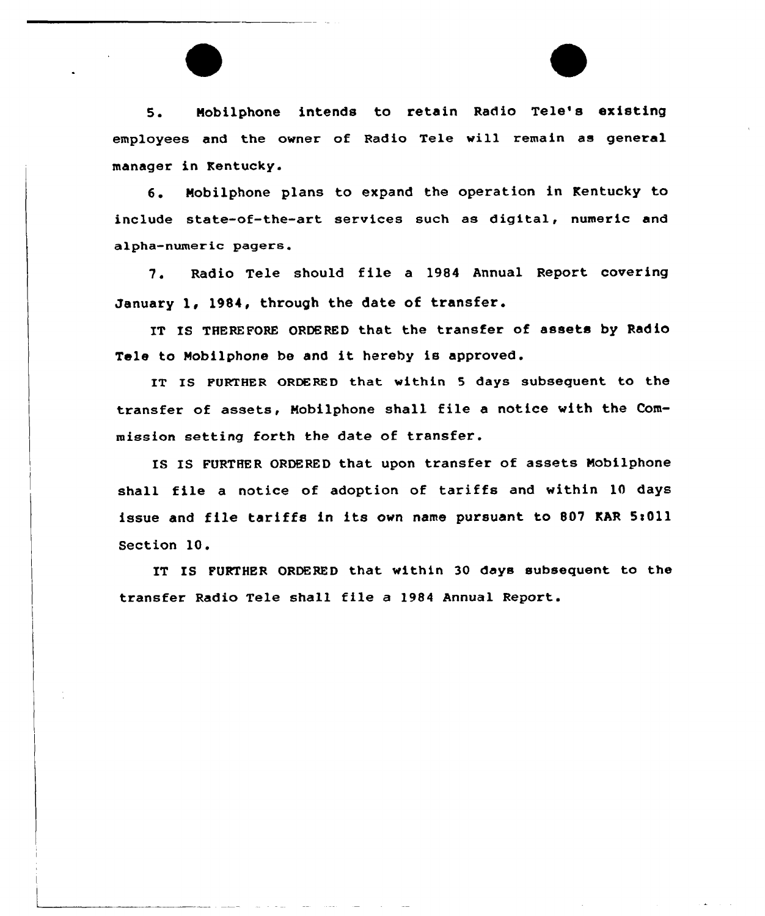5. Mobilphone intends to retain Radio Tele's existing employees and the owner of Radio Tele will remain as general manager in Kentucky.

6. Mobilphone plans to expand the operation in Kentucky to include state-of-the-art services such as digital, numeric and alpha-numeric pagers.

7. Radio Tele should file a 1984 Annual Report covering January 1, 1984, through the date of transfer.

IT IS THEREFORE ORDERED that the transfer of assets by Radio Tele to Mobilphone be and it hereby is approved.

IT IS FURTHER ORDERED that within 5 days subsequent to the transfer of assets, Mobilphone shall file a notice with the Commission setting forth the date of transfer.

IS IS FURTHER ORDERED that upon transfer of assets Mobilphone shall file a notice of adoption of tariffs and within 10 days issue and file tariffs in its own name pursuant to 807 KAR 5:011 Section 10.

IT IS FURTHER ORDERED that within 30 days subsequent to the transfer Radio Tele shall file a 1984 Annual Report.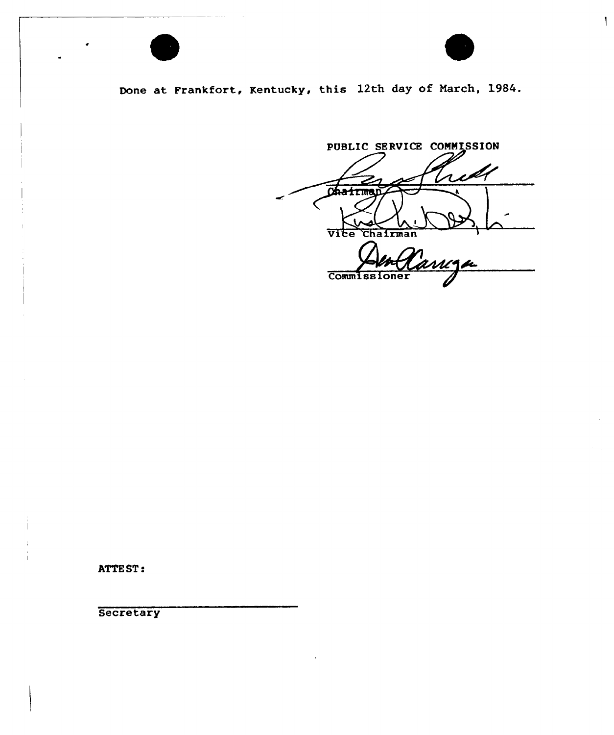Done at Frankfort, Kentucky, this 12th day of March, 1984.

PUBLIC SERVICE COMMISSION

Chairman

Vice Chairman

Commissioner

ATTEST:

Secretary